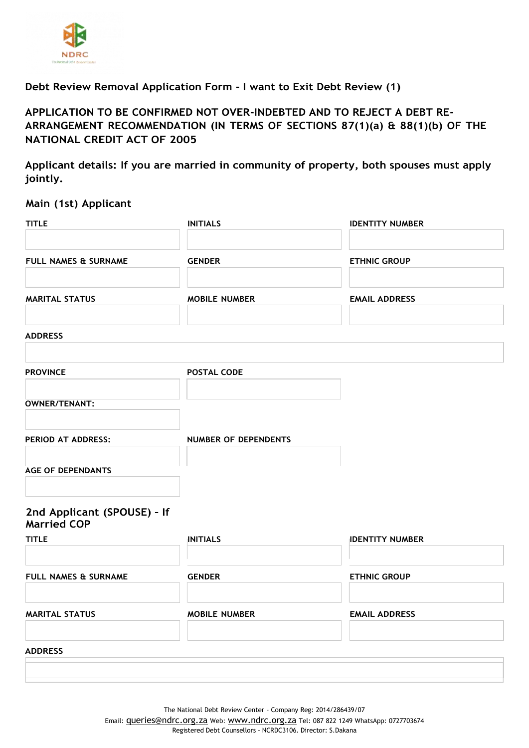**Debt Review Removal Application Form - I want to Exit Debt Review (1)**

## APPLICATION TO BE CONFIRMED NOT OVER-INDEBTED AND TO REJECT A DEBT RE-ARRANGEMENT RECOMMENDATION (IN TERMS OF SECTIONS 87(1)(a) & 88(1)(b) OF THE NATIONAL CREDIT ACT OF 2005

**Applicant details: If you are married in community of property, both spouses must apply jointly.**

### Main (1st) Applicant

| TITLE | INITIALS | IDENTITY NUMBER |
| --- | --- | --- |
| | | |

| FULL NAMES & SURNAME | GENDER | ETHNIC GROUP |
| --- | --- | --- |
| | | |

| MARITAL STATUS | MOBILE NUMBER | EMAIL ADDRESS |
| --- | --- | --- |
| | | |

| ADDRESS |
| --- |
| |

| PROVINCE | POSTAL CODE |
| --- | --- |
| | |

| OWNER/TENANT: |
| --- |
| |

| PERIOD AT ADDRESS: | NUMBER OF DEPENDENTS |
| --- | --- |
| | |

| AGE OF DEPENDANTS |
| --- |
| |

### 2nd Applicant (SPOUSE) – If Married COP

| TITLE | INITIALS | IDENTITY NUMBER |
| --- | --- | --- |
| | | |

| FULL NAMES & SURNAME | GENDER | ETHNIC GROUP |
| --- | --- | --- |
| | | |

| MARITAL STATUS | MOBILE NUMBER | EMAIL ADDRESS |
| --- | --- | --- |
| | | |

| ADDRESS |
| --- |
| |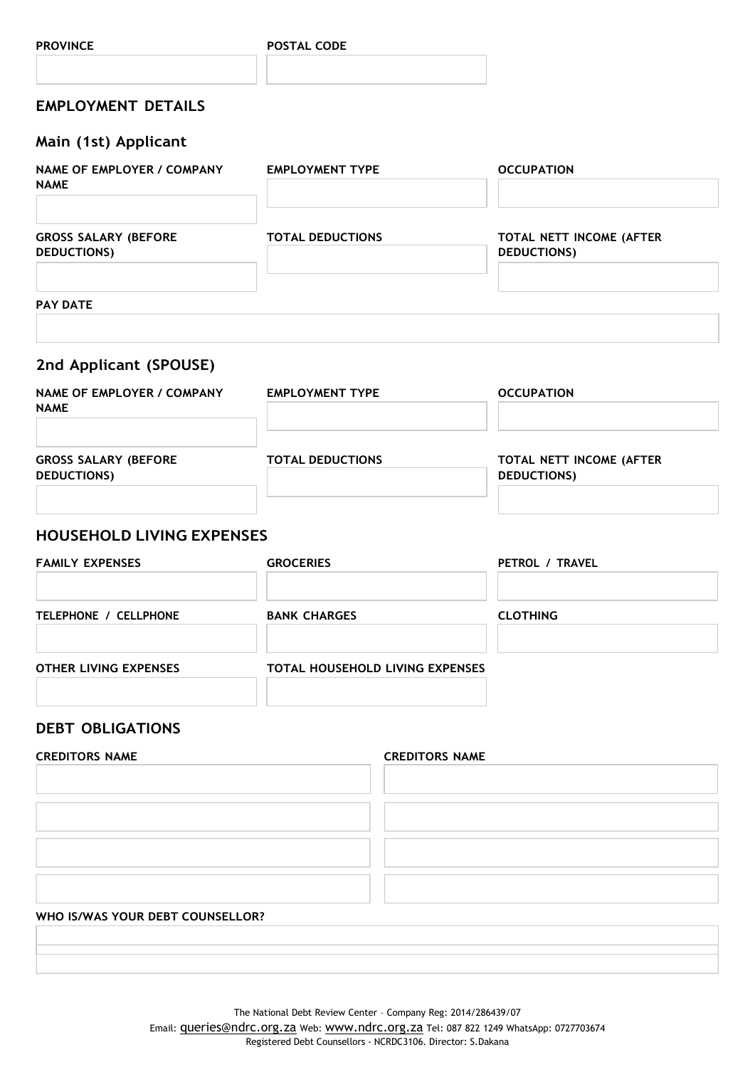**PROVINCE**

**POSTAL CODE**

## EMPLOYMENT DETAILS

### Main (1st) Applicant

**NAME OF EMPLOYER / COMPANY NAME**

**EMPLOYMENT TYPE**

**OCCUPATION**

**GROSS SALARY (BEFORE DEDUCTIONS)**

**TOTAL DEDUCTIONS**

**TOTAL NETT INCOME (AFTER DEDUCTIONS)**

**PAY DATE**

### 2nd Applicant (SPOUSE)

**NAME OF EMPLOYER / COMPANY NAME**

**EMPLOYMENT TYPE**

**OCCUPATION**

**GROSS SALARY (BEFORE DEDUCTIONS)**

**TOTAL DEDUCTIONS**

**TOTAL NETT INCOME (AFTER DEDUCTIONS)**

## HOUSEHOLD LIVING EXPENSES

**FAMILY EXPENSES**

**GROCERIES**

**PETROL / TRAVEL**

**TELEPHONE / CELLPHONE**

**BANK CHARGES**

**CLOTHING**

**OTHER LIVING EXPENSES**

**TOTAL HOUSEHOLD LIVING EXPENSES**

## DEBT OBLIGATIONS

| CREDITORS NAME | CREDITORS NAME |
|---|---|
| | |
| | |
| | |
| | |

**WHO IS/WAS YOUR DEBT COUNSELLOR?**

The National Debt Review Center – Company Reg: 2014/286439/07
Email: queries@ndrc.org.za Web: www.ndrc.org.za Tel: 087 822 1249 WhatsApp: 0727703674
Registered Debt Counsellors - NCRDC3106. Director: S.Dakana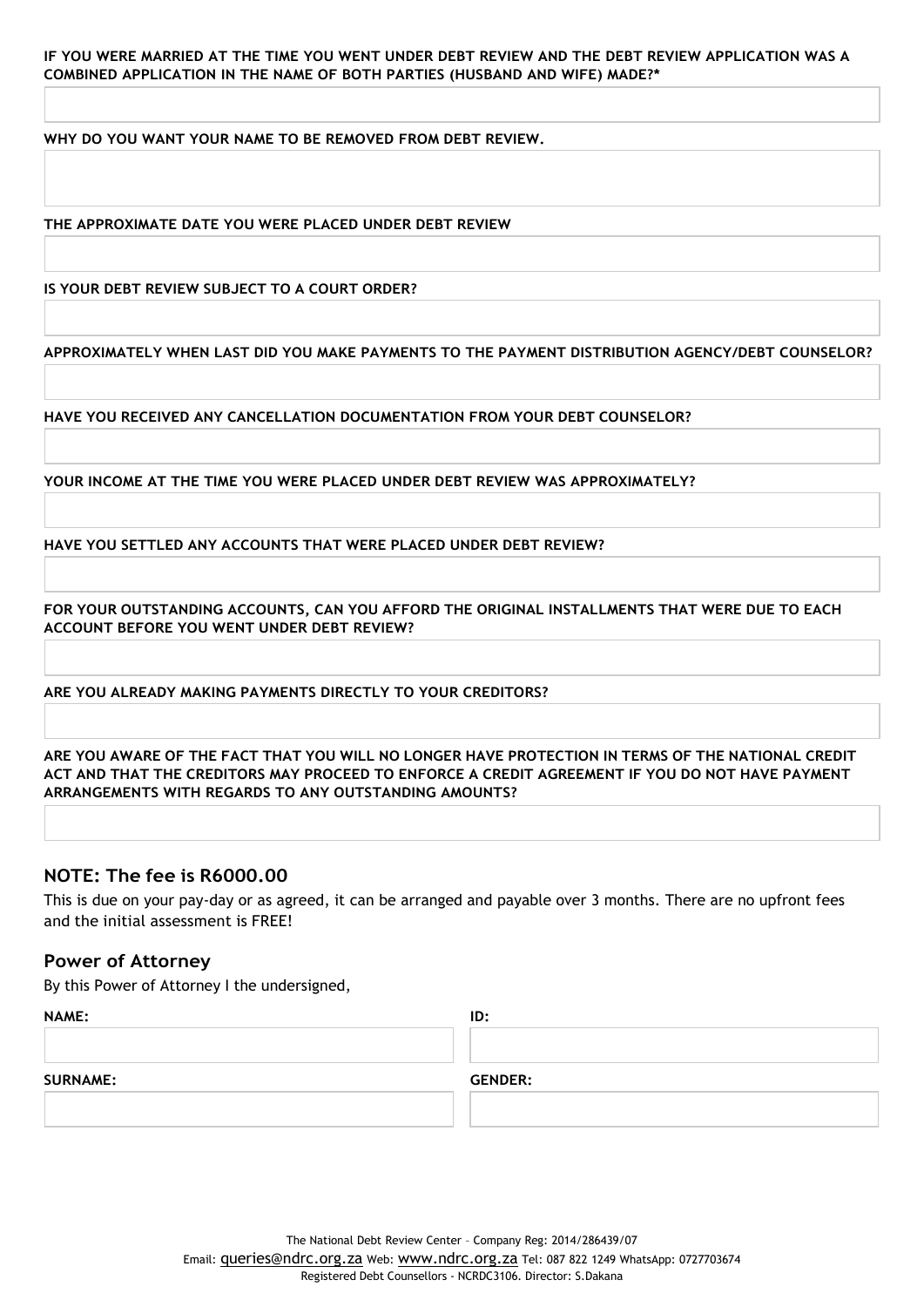**IF YOU WERE MARRIED AT THE TIME YOU WENT UNDER DEBT REVIEW AND THE DEBT REVIEW APPLICATION WAS A COMBINED APPLICATION IN THE NAME OF BOTH PARTIES (HUSBAND AND WIFE) MADE?***

**WHY DO YOU WANT YOUR NAME TO BE REMOVED FROM DEBT REVIEW.**

**THE APPROXIMATE DATE YOU WERE PLACED UNDER DEBT REVIEW**

**IS YOUR DEBT REVIEW SUBJECT TO A COURT ORDER?**

**APPROXIMATELY WHEN LAST DID YOU MAKE PAYMENTS TO THE PAYMENT DISTRIBUTION AGENCY/DEBT COUNSELOR?**

**HAVE YOU RECEIVED ANY CANCELLATION DOCUMENTATION FROM YOUR DEBT COUNSELOR?**

**YOUR INCOME AT THE TIME YOU WERE PLACED UNDER DEBT REVIEW WAS APPROXIMATELY?**

**HAVE YOU SETTLED ANY ACCOUNTS THAT WERE PLACED UNDER DEBT REVIEW?**

**FOR YOUR OUTSTANDING ACCOUNTS, CAN YOU AFFORD THE ORIGINAL INSTALLMENTS THAT WERE DUE TO EACH ACCOUNT BEFORE YOU WENT UNDER DEBT REVIEW?**

**ARE YOU ALREADY MAKING PAYMENTS DIRECTLY TO YOUR CREDITORS?**

**ARE YOU AWARE OF THE FACT THAT YOU WILL NO LONGER HAVE PROTECTION IN TERMS OF THE NATIONAL CREDIT ACT AND THAT THE CREDITORS MAY PROCEED TO ENFORCE A CREDIT AGREEMENT IF YOU DO NOT HAVE PAYMENT ARRANGEMENTS WITH REGARDS TO ANY OUTSTANDING AMOUNTS?**

## NOTE: The fee is R6000.00

This is due on your pay-day or as agreed, it can be arranged and payable over 3 months. There are no upfront fees and the initial assessment is FREE!

## Power of Attorney

By this Power of Attorney I the undersigned,

**NAME:**

**ID:**

**SURNAME:**

**GENDER:**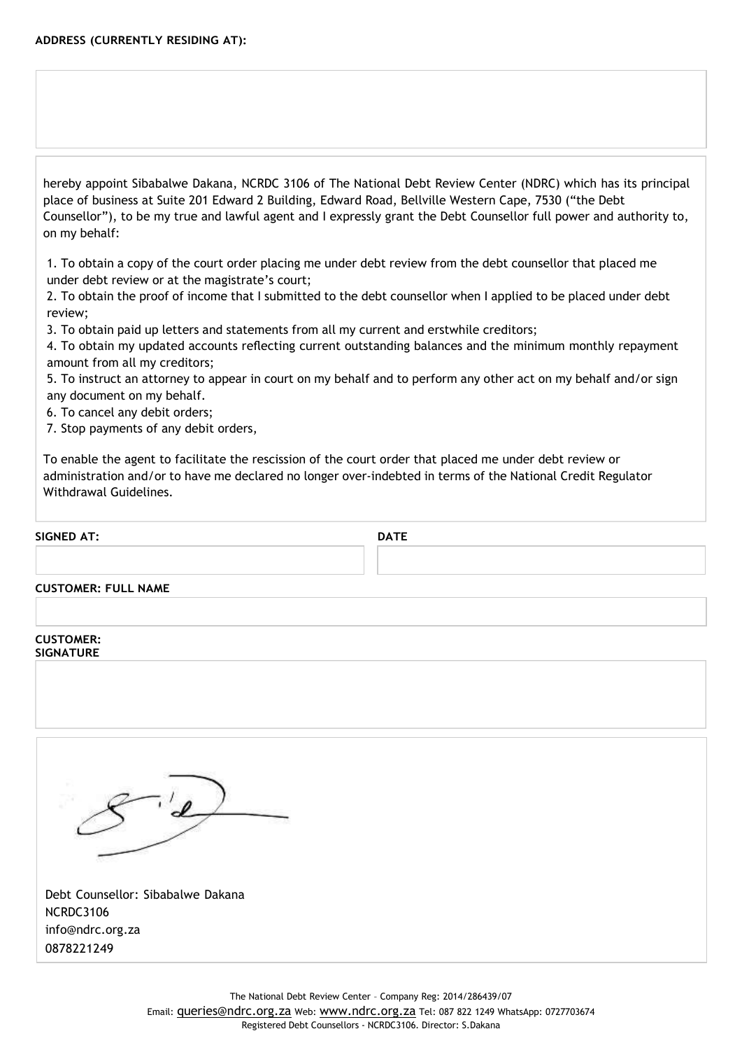**ADDRESS (CURRENTLY RESIDING AT):**

hereby appoint Sibabalwe Dakana, NCRDC 3106 of The National Debt Review Center (NDRC) which has its principal place of business at Suite 201 Edward 2 Building, Edward Road, Bellville Western Cape, 7530 ("the Debt Counsellor"), to be my true and lawful agent and I expressly grant the Debt Counsellor full power and authority to, on my behalf:

1. To obtain a copy of the court order placing me under debt review from the debt counsellor that placed me under debt review or at the magistrate's court;
2. To obtain the proof of income that I submitted to the debt counsellor when I applied to be placed under debt review;
3. To obtain paid up letters and statements from all my current and erstwhile creditors;
4. To obtain my updated accounts reflecting current outstanding balances and the minimum monthly repayment amount from all my creditors;
5. To instruct an attorney to appear in court on my behalf and to perform any other act on my behalf and/or sign any document on my behalf.
6. To cancel any debit orders;
7. Stop payments of any debit orders,

To enable the agent to facilitate the rescission of the court order that placed me under debt review or administration and/or to have me declared no longer over-indebted in terms of the National Credit Regulator Withdrawal Guidelines.

**SIGNED AT:** | **DATE**

**CUSTOMER: FULL NAME**

**CUSTOMER: SIGNATURE**

Debt Counsellor: Sibabalwe Dakana
NCRDC3106
info@ndrc.org.za
0878221249

The National Debt Review Center – Company Reg: 2014/286439/07
Email: queries@ndrc.org.za Web: www.ndrc.org.za Tel: 087 822 1249 WhatsApp: 0727703674
Registered Debt Counsellors - NCRDC3106. Director: S.Dakana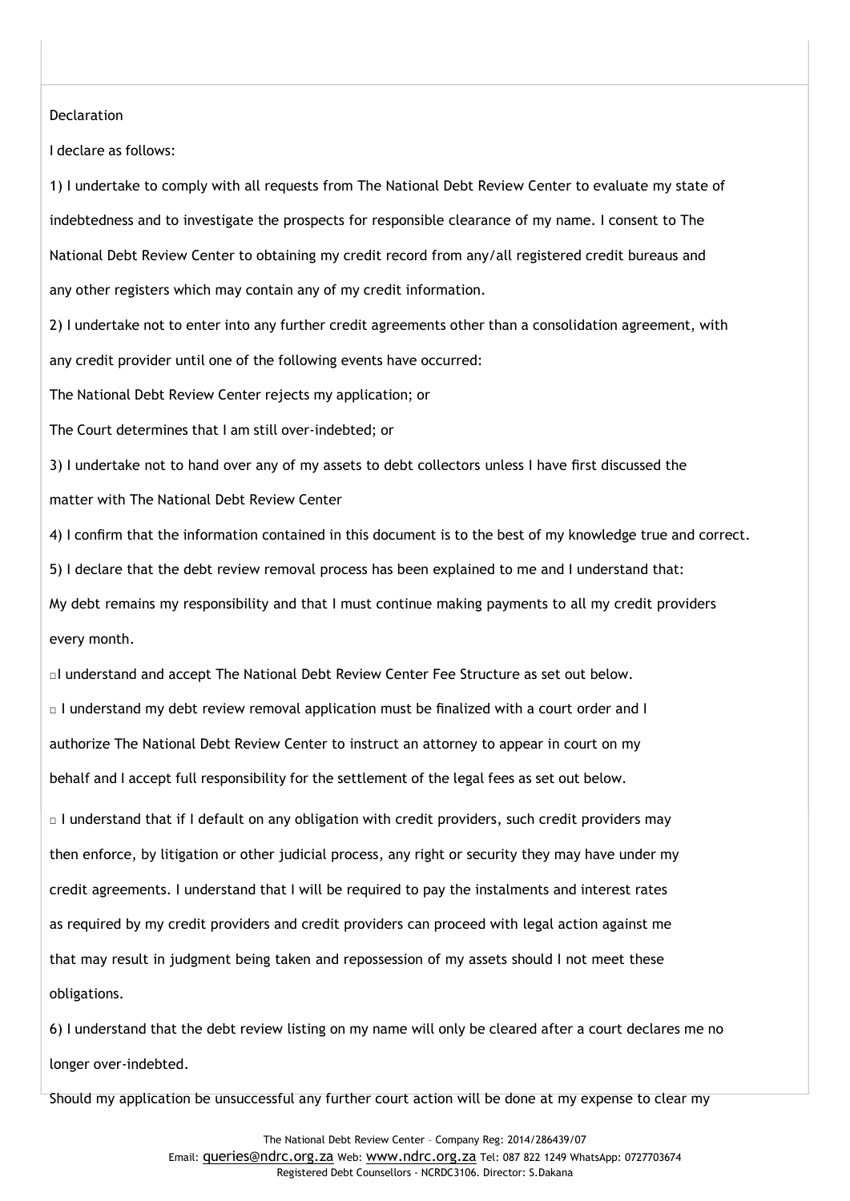Declaration

I declare as follows:

1) I undertake to comply with all requests from The National Debt Review Center to evaluate my state of indebtedness and to investigate the prospects for responsible clearance of my name. I consent to The National Debt Review Center to obtaining my credit record from any/all registered credit bureaus and any other registers which may contain any of my credit information.

2) I undertake not to enter into any further credit agreements other than a consolidation agreement, with any credit provider until one of the following events have occurred:

The National Debt Review Center rejects my application; or

The Court determines that I am still over-indebted; or

3) I undertake not to hand over any of my assets to debt collectors unless I have first discussed the matter with The National Debt Review Center

4) I confirm that the information contained in this document is to the best of my knowledge true and correct.

5) I declare that the debt review removal process has been explained to me and I understand that:

My debt remains my responsibility and that I must continue making payments to all my credit providers every month.

□ I understand and accept The National Debt Review Center Fee Structure as set out below.

□ I understand my debt review removal application must be finalized with a court order and I authorize The National Debt Review Center to instruct an attorney to appear in court on my behalf and I accept full responsibility for the settlement of the legal fees as set out below.

□ I understand that if I default on any obligation with credit providers, such credit providers may then enforce, by litigation or other judicial process, any right or security they may have under my credit agreements. I understand that I will be required to pay the instalments and interest rates as required by my credit providers and credit providers can proceed with legal action against me that may result in judgment being taken and repossession of my assets should I not meet these obligations.

6) I understand that the debt review listing on my name will only be cleared after a court declares me no longer over-indebted.

Should my application be unsuccessful any further court action will be done at my expense to clear my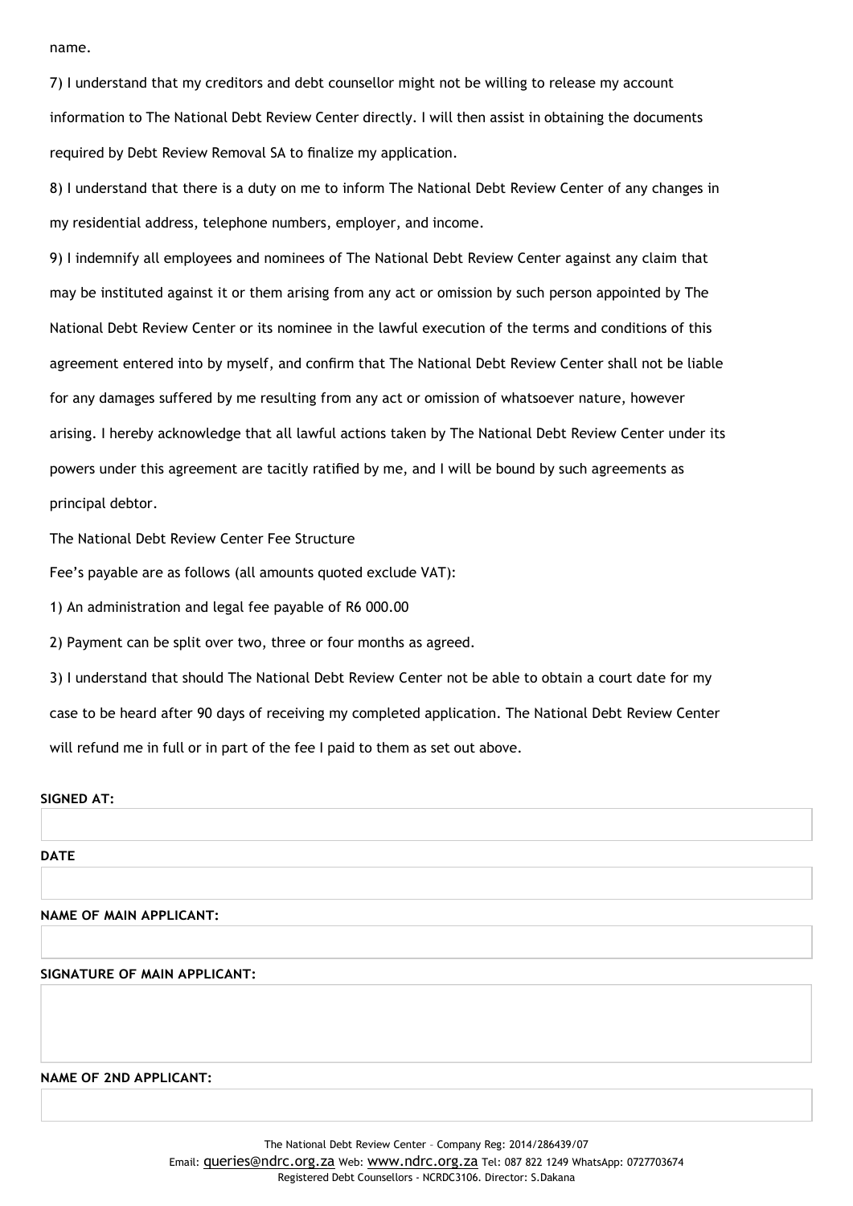name.

7) I understand that my creditors and debt counsellor might not be willing to release my account information to The National Debt Review Center directly. I will then assist in obtaining the documents required by Debt Review Removal SA to finalize my application.

8) I understand that there is a duty on me to inform The National Debt Review Center of any changes in my residential address, telephone numbers, employer, and income.

9) I indemnify all employees and nominees of The National Debt Review Center against any claim that may be instituted against it or them arising from any act or omission by such person appointed by The National Debt Review Center or its nominee in the lawful execution of the terms and conditions of this agreement entered into by myself, and confirm that The National Debt Review Center shall not be liable for any damages suffered by me resulting from any act or omission of whatsoever nature, however arising. I hereby acknowledge that all lawful actions taken by The National Debt Review Center under its powers under this agreement are tacitly ratified by me, and I will be bound by such agreements as principal debtor.

The National Debt Review Center Fee Structure

Fee's payable are as follows (all amounts quoted exclude VAT):

1) An administration and legal fee payable of R6 000.00

2) Payment can be split over two, three or four months as agreed.

3) I understand that should The National Debt Review Center not be able to obtain a court date for my case to be heard after 90 days of receiving my completed application. The National Debt Review Center will refund me in full or in part of the fee I paid to them as set out above.

**SIGNED AT:**

**DATE**

**NAME OF MAIN APPLICANT:**

**SIGNATURE OF MAIN APPLICANT:**

**NAME OF 2ND APPLICANT:**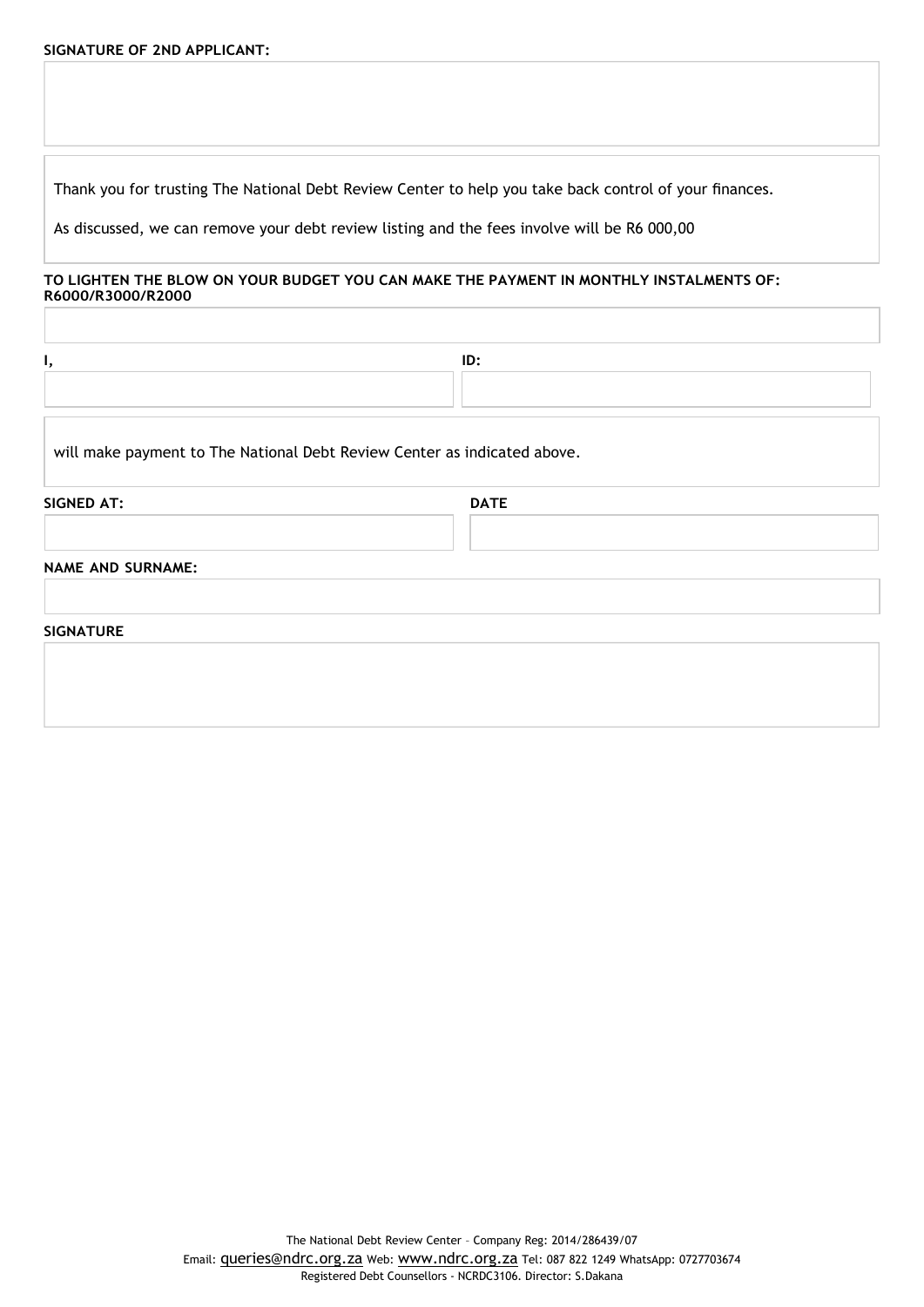**SIGNATURE OF 2ND APPLICANT:**

Thank you for trusting The National Debt Review Center to help you take back control of your finances.

As discussed, we can remove your debt review listing and the fees involve will be R6 000,00

**TO LIGHTEN THE BLOW ON YOUR BUDGET YOU CAN MAKE THE PAYMENT IN MONTHLY INSTALMENTS OF: R6000/R3000/R2000**

**I,** 

**ID:**

will make payment to The National Debt Review Center as indicated above.

**SIGNED AT:**

**DATE**

**NAME AND SURNAME:**

**SIGNATURE**

The National Debt Review Center – Company Reg: 2014/286439/07
Email: queries@ndrc.org.za Web: www.ndrc.org.za Tel: 087 822 1249 WhatsApp: 0727703674
Registered Debt Counsellors - NCRDC3106. Director: S.Dakana